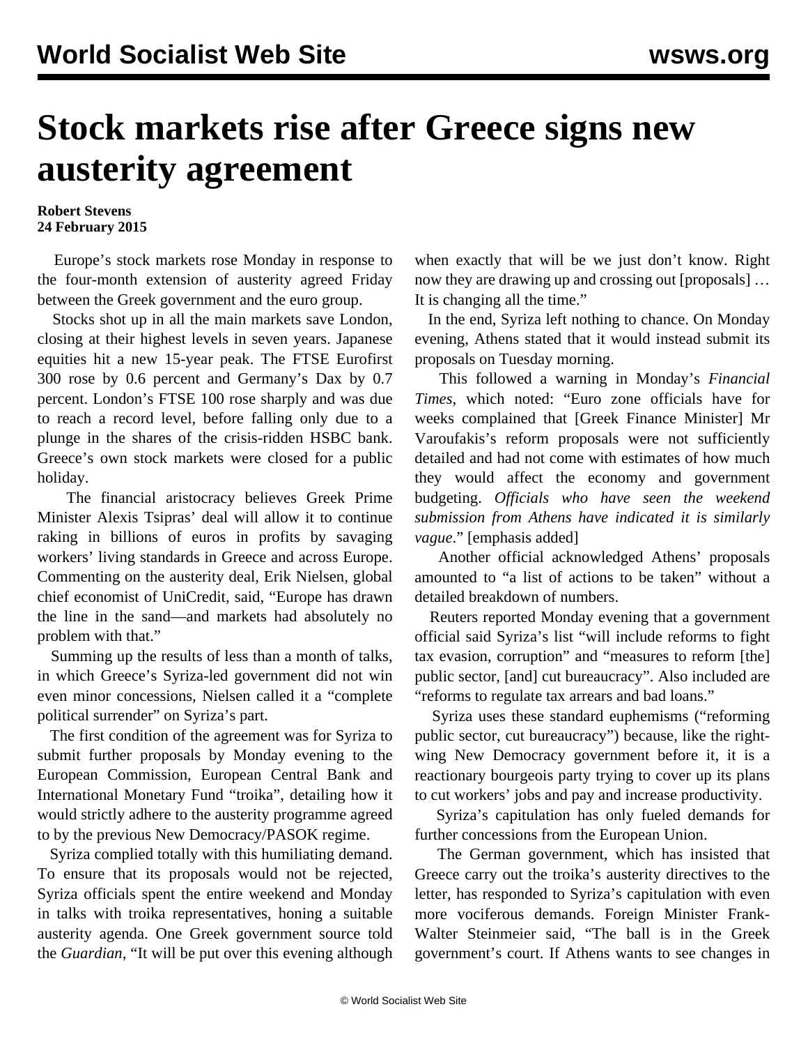# Stock markets rise after Greece signs new austerity agreement

**Robert Stevens**
**24 February 2015**

Europe's stock markets rose Monday in response to the four-month extension of austerity agreed Friday between the Greek government and the euro group.

Stocks shot up in all the main markets save London, closing at their highest levels in seven years. Japanese equities hit a new 15-year peak. The FTSE Eurofirst 300 rose by 0.6 percent and Germany's Dax by 0.7 percent. London's FTSE 100 rose sharply and was due to reach a record level, before falling only due to a plunge in the shares of the crisis-ridden HSBC bank. Greece's own stock markets were closed for a public holiday.

The financial aristocracy believes Greek Prime Minister Alexis Tsipras' deal will allow it to continue raking in billions of euros in profits by savaging workers' living standards in Greece and across Europe. Commenting on the austerity deal, Erik Nielsen, global chief economist of UniCredit, said, "Europe has drawn the line in the sand—and markets had absolutely no problem with that."

Summing up the results of less than a month of talks, in which Greece's Syriza-led government did not win even minor concessions, Nielsen called it a "complete political surrender" on Syriza's part.

The first condition of the agreement was for Syriza to submit further proposals by Monday evening to the European Commission, European Central Bank and International Monetary Fund "troika", detailing how it would strictly adhere to the austerity programme agreed to by the previous New Democracy/PASOK regime.

Syriza complied totally with this humiliating demand. To ensure that its proposals would not be rejected, Syriza officials spent the entire weekend and Monday in talks with troika representatives, honing a suitable austerity agenda. One Greek government source told the *Guardian*, "It will be put over this evening although when exactly that will be we just don't know. Right now they are drawing up and crossing out [proposals] … It is changing all the time."

In the end, Syriza left nothing to chance. On Monday evening, Athens stated that it would instead submit its proposals on Tuesday morning.

This followed a warning in Monday's *Financial Times*, which noted: "Euro zone officials have for weeks complained that [Greek Finance Minister] Mr Varoufakis's reform proposals were not sufficiently detailed and had not come with estimates of how much they would affect the economy and government budgeting. *Officials who have seen the weekend submission from Athens have indicated it is similarly vague*." [emphasis added]

Another official acknowledged Athens' proposals amounted to "a list of actions to be taken" without a detailed breakdown of numbers.

Reuters reported Monday evening that a government official said Syriza's list "will include reforms to fight tax evasion, corruption" and "measures to reform [the] public sector, [and] cut bureaucracy". Also included are "reforms to regulate tax arrears and bad loans."

Syriza uses these standard euphemisms ("reforming public sector, cut bureaucracy") because, like the right-wing New Democracy government before it, it is a reactionary bourgeois party trying to cover up its plans to cut workers' jobs and pay and increase productivity.

Syriza's capitulation has only fueled demands for further concessions from the European Union.

The German government, which has insisted that Greece carry out the troika's austerity directives to the letter, has responded to Syriza's capitulation with even more vociferous demands. Foreign Minister Frank-Walter Steinmeier said, "The ball is in the Greek government's court. If Athens wants to see changes in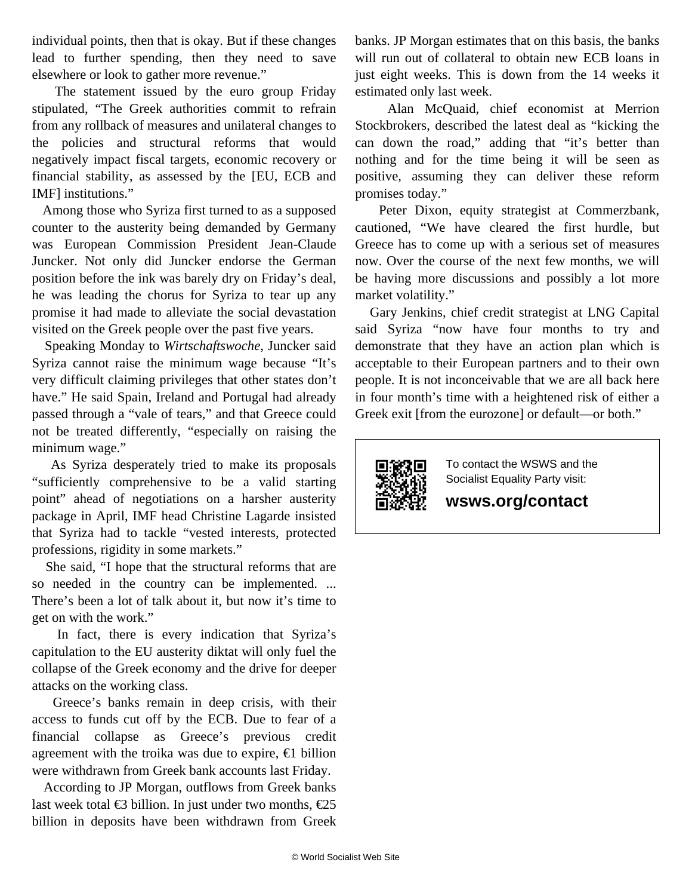individual points, then that is okay. But if these changes lead to further spending, then they need to save elsewhere or look to gather more revenue."

The statement issued by the euro group Friday stipulated, "The Greek authorities commit to refrain from any rollback of measures and unilateral changes to the policies and structural reforms that would negatively impact fiscal targets, economic recovery or financial stability, as assessed by the [EU, ECB and IMF] institutions."

Among those who Syriza first turned to as a supposed counter to the austerity being demanded by Germany was European Commission President Jean-Claude Juncker. Not only did Juncker endorse the German position before the ink was barely dry on Friday's deal, he was leading the chorus for Syriza to tear up any promise it had made to alleviate the social devastation visited on the Greek people over the past five years.

Speaking Monday to *Wirtschaftswoche*, Juncker said Syriza cannot raise the minimum wage because "It's very difficult claiming privileges that other states don't have." He said Spain, Ireland and Portugal had already passed through a "vale of tears," and that Greece could not be treated differently, "especially on raising the minimum wage."

As Syriza desperately tried to make its proposals "sufficiently comprehensive to be a valid starting point" ahead of negotiations on a harsher austerity package in April, IMF head Christine Lagarde insisted that Syriza had to tackle "vested interests, protected professions, rigidity in some markets."

She said, "I hope that the structural reforms that are so needed in the country can be implemented. ... There's been a lot of talk about it, but now it's time to get on with the work."

In fact, there is every indication that Syriza's capitulation to the EU austerity diktat will only fuel the collapse of the Greek economy and the drive for deeper attacks on the working class.

Greece's banks remain in deep crisis, with their access to funds cut off by the ECB. Due to fear of a financial collapse as Greece's previous credit agreement with the troika was due to expire, €1 billion were withdrawn from Greek bank accounts last Friday.

According to JP Morgan, outflows from Greek banks last week total €3 billion. In just under two months, €25 billion in deposits have been withdrawn from Greek banks. JP Morgan estimates that on this basis, the banks will run out of collateral to obtain new ECB loans in just eight weeks. This is down from the 14 weeks it estimated only last week.

Alan McQuaid, chief economist at Merrion Stockbrokers, described the latest deal as "kicking the can down the road," adding that "it's better than nothing and for the time being it will be seen as positive, assuming they can deliver these reform promises today."

Peter Dixon, equity strategist at Commerzbank, cautioned, "We have cleared the first hurdle, but Greece has to come up with a serious set of measures now. Over the course of the next few months, we will be having more discussions and possibly a lot more market volatility."

Gary Jenkins, chief credit strategist at LNG Capital said Syriza "now have four months to try and demonstrate that they have an action plan which is acceptable to their European partners and to their own people. It is not inconceivable that we are all back here in four month's time with a heightened risk of either a Greek exit [from the eurozone] or default—or both."

To contact the WSWS and the Socialist Equality Party visit:

**wsws.org/contact**